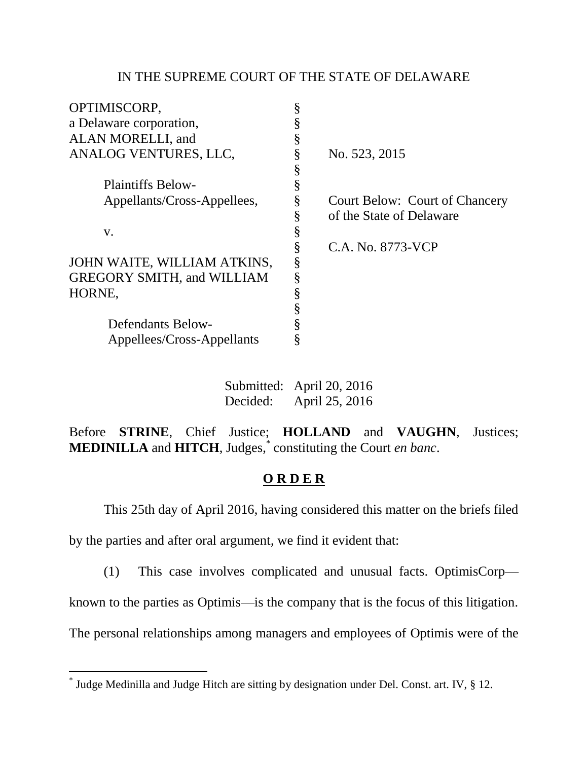IN THE SUPREME COURT OF THE STATE OF DELAWARE

| | | |
|---|---|---|
| OPTIMISCORP, a Delaware corporation, ALAN MORELLI, and ANALOG VENTURES, LLC, | § | No. 523, 2015 |
| Plaintiffs Below-Appellants/Cross-Appellees, | § | Court Below: Court of Chancery of the State of Delaware |
| v. | § | C.A. No. 8773-VCP |
| JOHN WAITE, WILLIAM ATKINS, GREGORY SMITH, and WILLIAM HORNE, | § | |
| Defendants Below-Appellees/Cross-Appellants | § | |

Submitted: April 20, 2016
Decided: April 25, 2016

Before **STRINE**, Chief Justice; **HOLLAND** and **VAUGHN**, Justices; **MEDINILLA** and **HITCH**, Judges,[*] constituting the Court *en banc*.

## ORDER

This 25th day of April 2016, having considered this matter on the briefs filed by the parties and after oral argument, we find it evident that:

(1) This case involves complicated and unusual facts. OptimisCorp—known to the parties as Optimis—is the company that is the focus of this litigation. The personal relationships among managers and employees of Optimis were of the

[*] Judge Medinilla and Judge Hitch are sitting by designation under Del. Const. art. IV, § 12.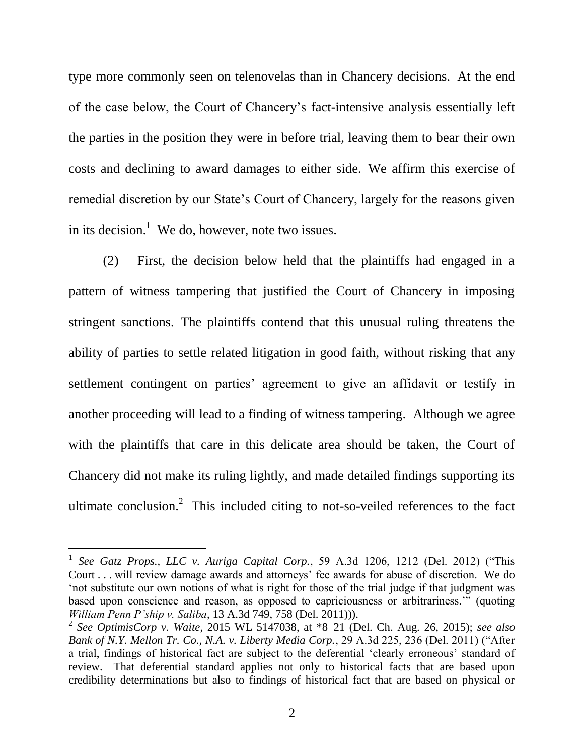type more commonly seen on telenovelas than in Chancery decisions. At the end of the case below, the Court of Chancery's fact-intensive analysis essentially left the parties in the position they were in before trial, leaving them to bear their own costs and declining to award damages to either side. We affirm this exercise of remedial discretion by our State's Court of Chancery, largely for the reasons given in its decision.[1] We do, however, note two issues.

(2) First, the decision below held that the plaintiffs had engaged in a pattern of witness tampering that justified the Court of Chancery in imposing stringent sanctions. The plaintiffs contend that this unusual ruling threatens the ability of parties to settle related litigation in good faith, without risking that any settlement contingent on parties' agreement to give an affidavit or testify in another proceeding will lead to a finding of witness tampering. Although we agree with the plaintiffs that care in this delicate area should be taken, the Court of Chancery did not make its ruling lightly, and made detailed findings supporting its ultimate conclusion.[2] This included citing to not-so-veiled references to the fact

---

[1] *See Gatz Props., LLC v. Auriga Capital Corp.*, 59 A.3d 1206, 1212 (Del. 2012) ("This Court . . . will review damage awards and attorneys' fee awards for abuse of discretion. We do 'not substitute our own notions of what is right for those of the trial judge if that judgment was based upon conscience and reason, as opposed to capriciousness or arbitrariness.'" (quoting *William Penn P'ship v. Saliba*, 13 A.3d 749, 758 (Del. 2011))).

[2] *See OptimisCorp v. Waite*, 2015 WL 5147038, at *8–21 (Del. Ch. Aug. 26, 2015); *see also Bank of N.Y. Mellon Tr. Co., N.A. v. Liberty Media Corp.*, 29 A.3d 225, 236 (Del. 2011) ("After a trial, findings of historical fact are subject to the deferential 'clearly erroneous' standard of review. That deferential standard applies not only to historical facts that are based upon credibility determinations but also to findings of historical fact that are based on physical or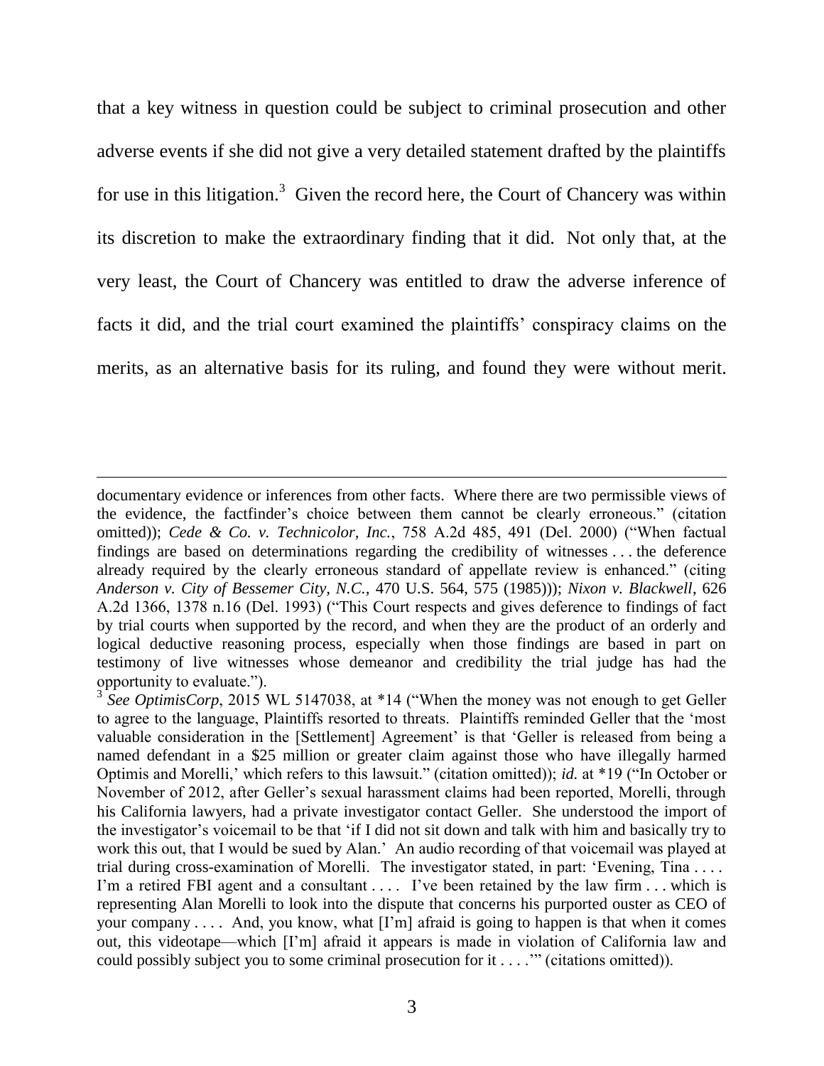that a key witness in question could be subject to criminal prosecution and other adverse events if she did not give a very detailed statement drafted by the plaintiffs for use in this litigation.[3] Given the record here, the Court of Chancery was within its discretion to make the extraordinary finding that it did. Not only that, at the very least, the Court of Chancery was entitled to draw the adverse inference of facts it did, and the trial court examined the plaintiffs' conspiracy claims on the merits, as an alternative basis for its ruling, and found they were without merit.

---

documentary evidence or inferences from other facts. Where there are two permissible views of the evidence, the factfinder's choice between them cannot be clearly erroneous." (citation omitted)); *Cede & Co. v. Technicolor, Inc.*, 758 A.2d 485, 491 (Del. 2000) ("When factual findings are based on determinations regarding the credibility of witnesses . . . the deference already required by the clearly erroneous standard of appellate review is enhanced." (citing *Anderson v. City of Bessemer City, N.C.*, 470 U.S. 564, 575 (1985))); *Nixon v. Blackwell*, 626 A.2d 1366, 1378 n.16 (Del. 1993) ("This Court respects and gives deference to findings of fact by trial courts when supported by the record, and when they are the product of an orderly and logical deductive reasoning process, especially when those findings are based in part on testimony of live witnesses whose demeanor and credibility the trial judge has had the opportunity to evaluate.").

[3] *See OptimisCorp*, 2015 WL 5147038, at \*14 ("When the money was not enough to get Geller to agree to the language, Plaintiffs resorted to threats. Plaintiffs reminded Geller that the 'most valuable consideration in the [Settlement] Agreement' is that 'Geller is released from being a named defendant in a $25 million or greater claim against those who have illegally harmed Optimis and Morelli,' which refers to this lawsuit." (citation omitted)); *id.* at \*19 ("In October or November of 2012, after Geller's sexual harassment claims had been reported, Morelli, through his California lawyers, had a private investigator contact Geller. She understood the import of the investigator's voicemail to be that 'if I did not sit down and talk with him and basically try to work this out, that I would be sued by Alan.' An audio recording of that voicemail was played at trial during cross-examination of Morelli. The investigator stated, in part: 'Evening, Tina . . . . I'm a retired FBI agent and a consultant . . . . I've been retained by the law firm . . . which is representing Alan Morelli to look into the dispute that concerns his purported ouster as CEO of your company . . . . And, you know, what [I'm] afraid is going to happen is that when it comes out, this videotape—which [I'm] afraid it appears is made in violation of California law and could possibly subject you to some criminal prosecution for it . . . .'" (citations omitted)).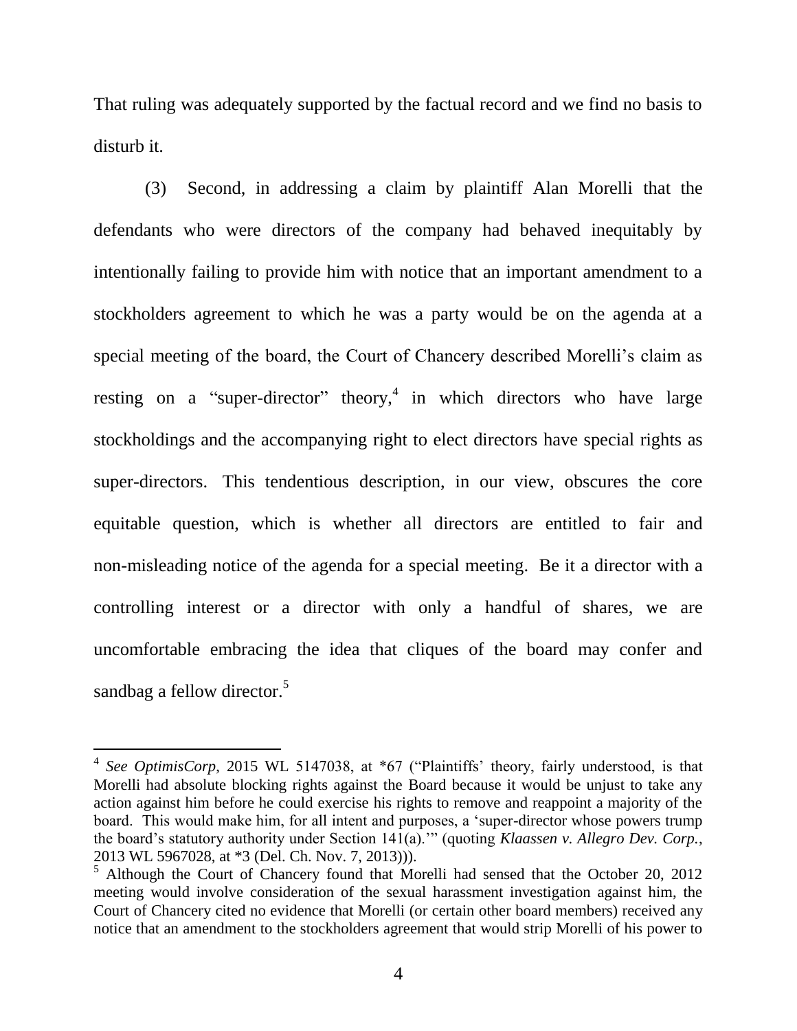That ruling was adequately supported by the factual record and we find no basis to disturb it.

(3) Second, in addressing a claim by plaintiff Alan Morelli that the defendants who were directors of the company had behaved inequitably by intentionally failing to provide him with notice that an important amendment to a stockholders agreement to which he was a party would be on the agenda at a special meeting of the board, the Court of Chancery described Morelli's claim as resting on a "super-director" theory,[4] in which directors who have large stockholdings and the accompanying right to elect directors have special rights as super-directors. This tendentious description, in our view, obscures the core equitable question, which is whether all directors are entitled to fair and non-misleading notice of the agenda for a special meeting. Be it a director with a controlling interest or a director with only a handful of shares, we are uncomfortable embracing the idea that cliques of the board may confer and sandbag a fellow director.[5]

---

[4] *See OptimisCorp*, 2015 WL 5147038, at *67 ("Plaintiffs' theory, fairly understood, is that Morelli had absolute blocking rights against the Board because it would be unjust to take any action against him before he could exercise his rights to remove and reappoint a majority of the board. This would make him, for all intent and purposes, a 'super-director whose powers trump the board's statutory authority under Section 141(a).'" (quoting *Klaassen v. Allegro Dev. Corp.*, 2013 WL 5967028, at *3 (Del. Ch. Nov. 7, 2013))).

[5] Although the Court of Chancery found that Morelli had sensed that the October 20, 2012 meeting would involve consideration of the sexual harassment investigation against him, the Court of Chancery cited no evidence that Morelli (or certain other board members) received any notice that an amendment to the stockholders agreement that would strip Morelli of his power to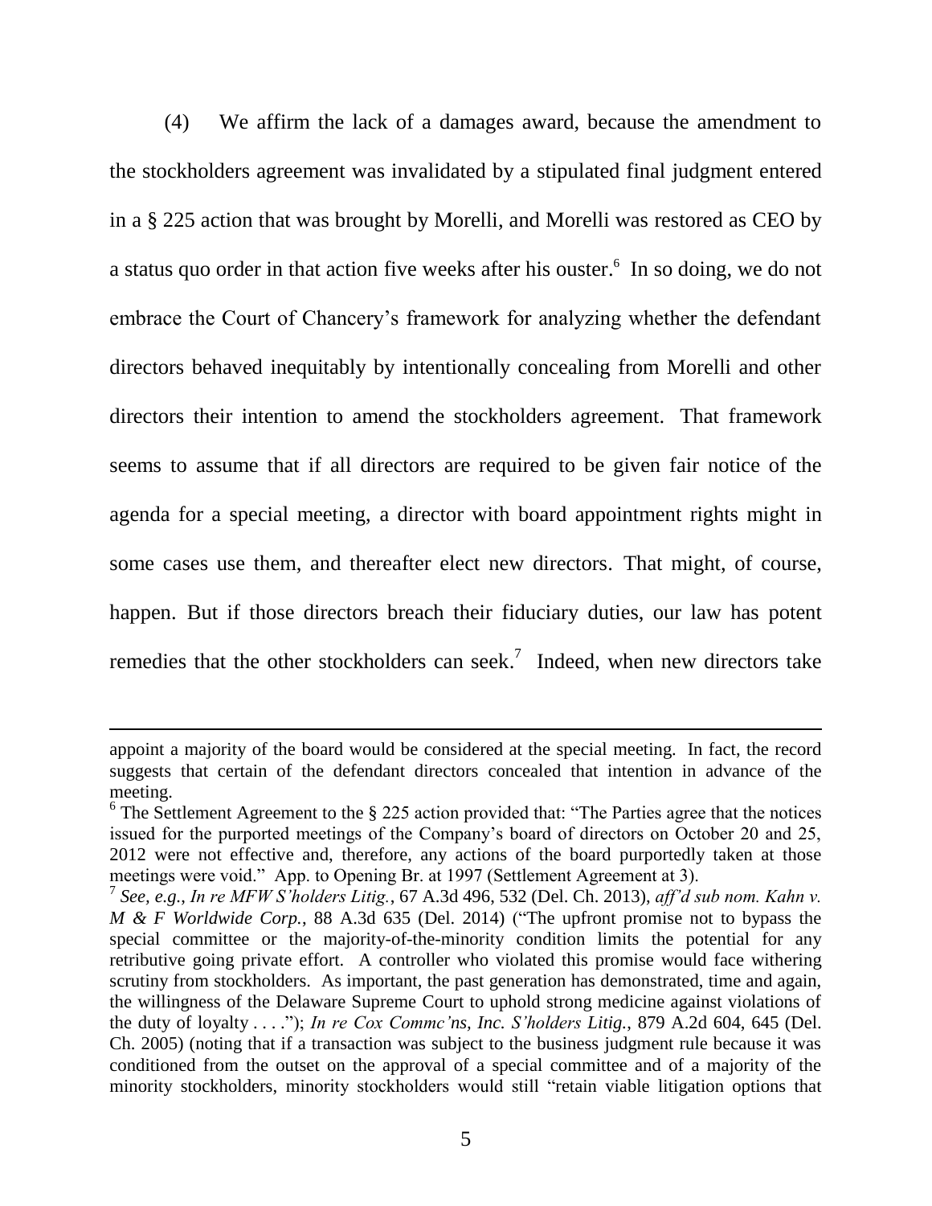(4) We affirm the lack of a damages award, because the amendment to the stockholders agreement was invalidated by a stipulated final judgment entered in a § 225 action that was brought by Morelli, and Morelli was restored as CEO by a status quo order in that action five weeks after his ouster.[6] In so doing, we do not embrace the Court of Chancery's framework for analyzing whether the defendant directors behaved inequitably by intentionally concealing from Morelli and other directors their intention to amend the stockholders agreement. That framework seems to assume that if all directors are required to be given fair notice of the agenda for a special meeting, a director with board appointment rights might in some cases use them, and thereafter elect new directors. That might, of course, happen. But if those directors breach their fiduciary duties, our law has potent remedies that the other stockholders can seek.[7] Indeed, when new directors take

---

appoint a majority of the board would be considered at the special meeting. In fact, the record suggests that certain of the defendant directors concealed that intention in advance of the meeting.

[6] The Settlement Agreement to the § 225 action provided that: "The Parties agree that the notices issued for the purported meetings of the Company's board of directors on October 20 and 25, 2012 were not effective and, therefore, any actions of the board purportedly taken at those meetings were void." App. to Opening Br. at 1997 (Settlement Agreement at 3).

[7] *See, e.g.*, *In re MFW S'holders Litig.*, 67 A.3d 496, 532 (Del. Ch. 2013), *aff'd sub nom. Kahn v. M & F Worldwide Corp.*, 88 A.3d 635 (Del. 2014) ("The upfront promise not to bypass the special committee or the majority-of-the-minority condition limits the potential for any retributive going private effort. A controller who violated this promise would face withering scrutiny from stockholders. As important, the past generation has demonstrated, time and again, the willingness of the Delaware Supreme Court to uphold strong medicine against violations of the duty of loyalty . . . ."); *In re Cox Commc'ns, Inc. S'holders Litig.*, 879 A.2d 604, 645 (Del. Ch. 2005) (noting that if a transaction was subject to the business judgment rule because it was conditioned from the outset on the approval of a special committee and of a majority of the minority stockholders, minority stockholders would still "retain viable litigation options that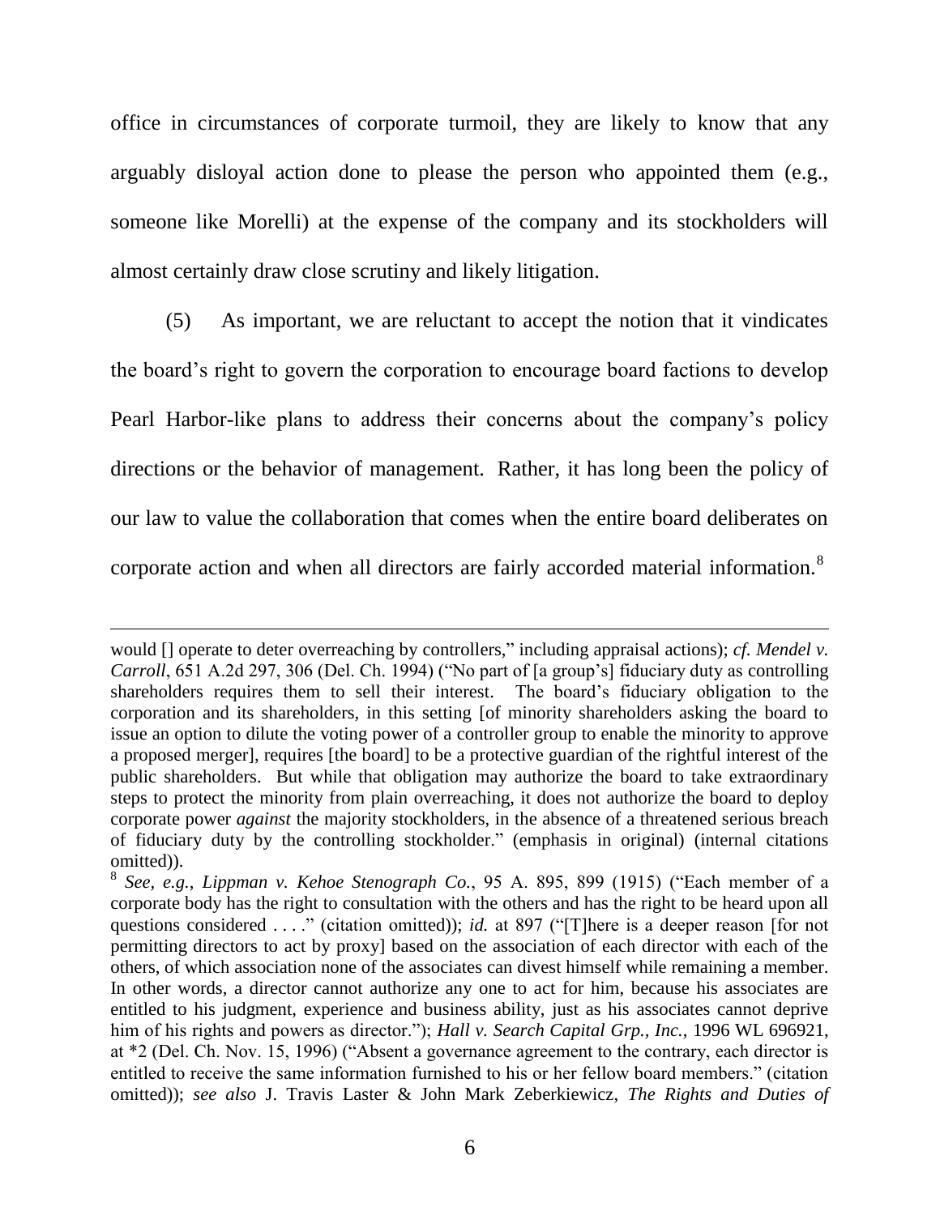office in circumstances of corporate turmoil, they are likely to know that any arguably disloyal action done to please the person who appointed them (e.g., someone like Morelli) at the expense of the company and its stockholders will almost certainly draw close scrutiny and likely litigation.

(5) As important, we are reluctant to accept the notion that it vindicates the board's right to govern the corporation to encourage board factions to develop Pearl Harbor-like plans to address their concerns about the company's policy directions or the behavior of management. Rather, it has long been the policy of our law to value the collaboration that comes when the entire board deliberates on corporate action and when all directors are fairly accorded material information.[8]

---

would [] operate to deter overreaching by controllers," including appraisal actions); *cf. Mendel v. Carroll*, 651 A.2d 297, 306 (Del. Ch. 1994) ("No part of [a group's] fiduciary duty as controlling shareholders requires them to sell their interest. The board's fiduciary obligation to the corporation and its shareholders, in this setting [of minority shareholders asking the board to issue an option to dilute the voting power of a controller group to enable the minority to approve a proposed merger], requires [the board] to be a protective guardian of the rightful interest of the public shareholders. But while that obligation may authorize the board to take extraordinary steps to protect the minority from plain overreaching, it does not authorize the board to deploy corporate power *against* the majority stockholders, in the absence of a threatened serious breach of fiduciary duty by the controlling stockholder." (emphasis in original) (internal citations omitted)).

[8] *See, e.g.*, *Lippman v. Kehoe Stenograph Co.*, 95 A. 895, 899 (1915) ("Each member of a corporate body has the right to consultation with the others and has the right to be heard upon all questions considered . . . ." (citation omitted)); *id.* at 897 ("[T]here is a deeper reason [for not permitting directors to act by proxy] based on the association of each director with each of the others, of which association none of the associates can divest himself while remaining a member. In other words, a director cannot authorize any one to act for him, because his associates are entitled to his judgment, experience and business ability, just as his associates cannot deprive him of his rights and powers as director."); *Hall v. Search Capital Grp., Inc.*, 1996 WL 696921, at *2 (Del. Ch. Nov. 15, 1996) ("Absent a governance agreement to the contrary, each director is entitled to receive the same information furnished to his or her fellow board members." (citation omitted)); *see also* J. Travis Laster & John Mark Zeberkiewicz, *The Rights and Duties of*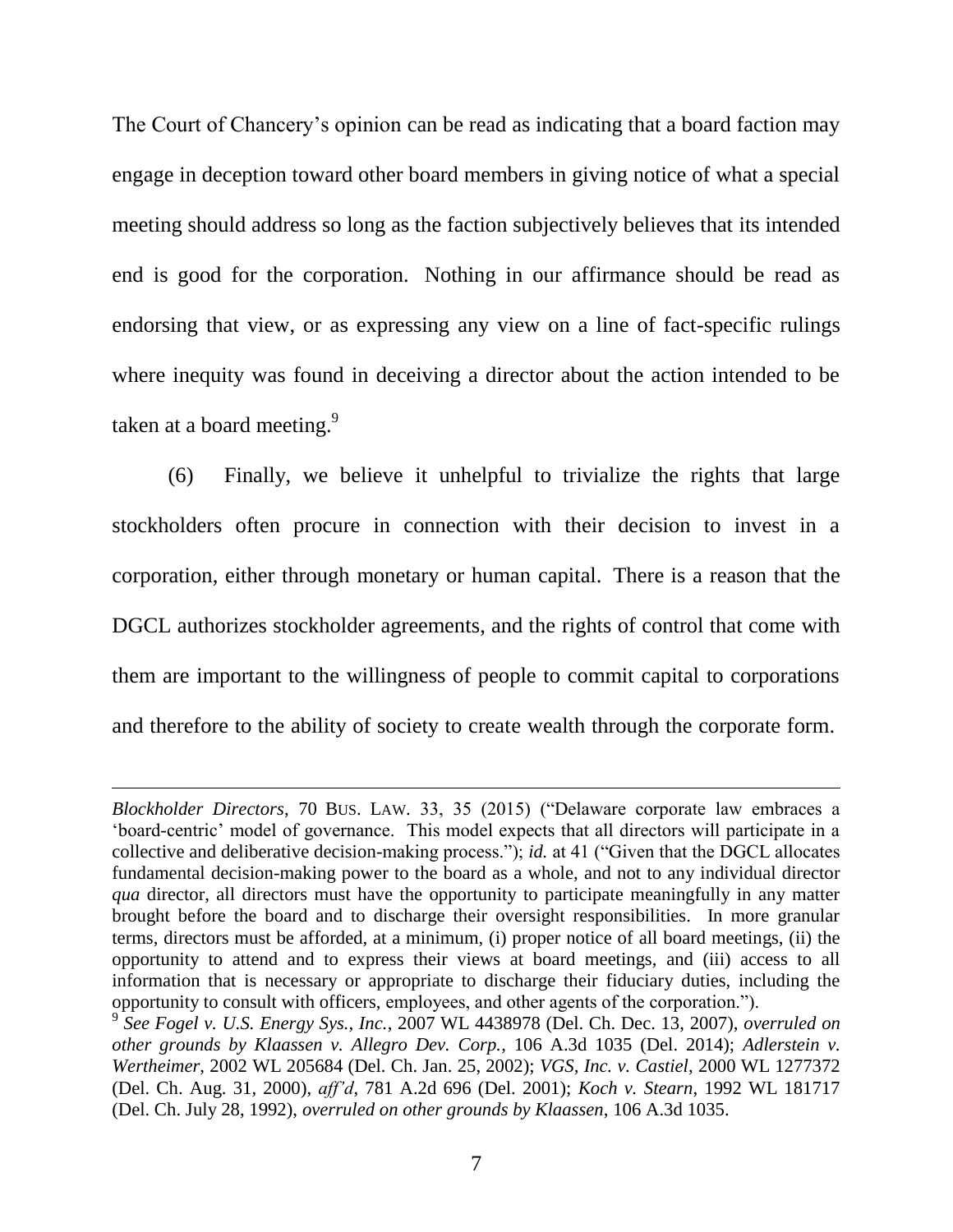The Court of Chancery's opinion can be read as indicating that a board faction may engage in deception toward other board members in giving notice of what a special meeting should address so long as the faction subjectively believes that its intended end is good for the corporation. Nothing in our affirmance should be read as endorsing that view, or as expressing any view on a line of fact-specific rulings where inequity was found in deceiving a director about the action intended to be taken at a board meeting.[9]

(6) Finally, we believe it unhelpful to trivialize the rights that large stockholders often procure in connection with their decision to invest in a corporation, either through monetary or human capital. There is a reason that the DGCL authorizes stockholder agreements, and the rights of control that come with them are important to the willingness of people to commit capital to corporations and therefore to the ability of society to create wealth through the corporate form.

---

*Blockholder Directors*, 70 BUS. LAW. 33, 35 (2015) ("Delaware corporate law embraces a 'board-centric' model of governance. This model expects that all directors will participate in a collective and deliberative decision-making process."); *id.* at 41 ("Given that the DGCL allocates fundamental decision-making power to the board as a whole, and not to any individual director *qua* director, all directors must have the opportunity to participate meaningfully in any matter brought before the board and to discharge their oversight responsibilities. In more granular terms, directors must be afforded, at a minimum, (i) proper notice of all board meetings, (ii) the opportunity to attend and to express their views at board meetings, and (iii) access to all information that is necessary or appropriate to discharge their fiduciary duties, including the opportunity to consult with officers, employees, and other agents of the corporation.").

[9] *See Fogel v. U.S. Energy Sys., Inc.*, 2007 WL 4438978 (Del. Ch. Dec. 13, 2007), *overruled on other grounds by Klaassen v. Allegro Dev. Corp.*, 106 A.3d 1035 (Del. 2014); *Adlerstein v. Wertheimer*, 2002 WL 205684 (Del. Ch. Jan. 25, 2002); *VGS, Inc. v. Castiel*, 2000 WL 1277372 (Del. Ch. Aug. 31, 2000), *aff'd*, 781 A.2d 696 (Del. 2001); *Koch v. Stearn*, 1992 WL 181717 (Del. Ch. July 28, 1992), *overruled on other grounds by Klaassen*, 106 A.3d 1035.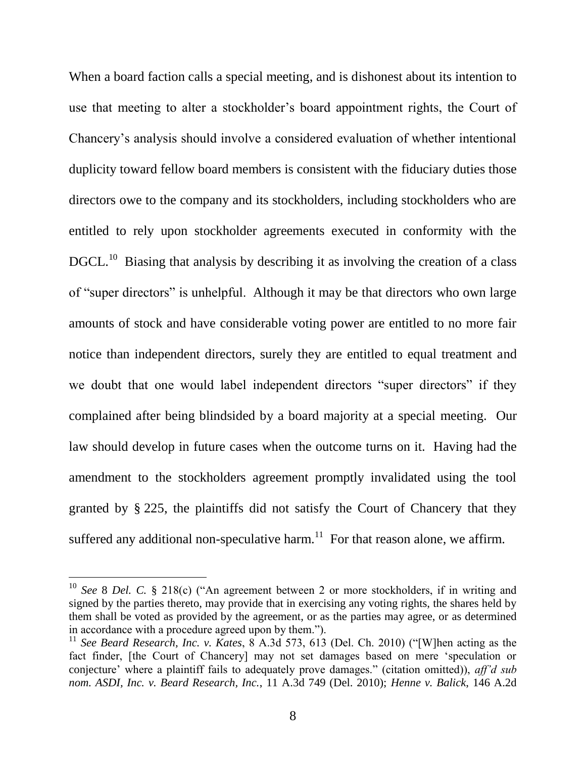When a board faction calls a special meeting, and is dishonest about its intention to use that meeting to alter a stockholder's board appointment rights, the Court of Chancery's analysis should involve a considered evaluation of whether intentional duplicity toward fellow board members is consistent with the fiduciary duties those directors owe to the company and its stockholders, including stockholders who are entitled to rely upon stockholder agreements executed in conformity with the DGCL.[10] Biasing that analysis by describing it as involving the creation of a class of "super directors" is unhelpful. Although it may be that directors who own large amounts of stock and have considerable voting power are entitled to no more fair notice than independent directors, surely they are entitled to equal treatment and we doubt that one would label independent directors "super directors" if they complained after being blindsided by a board majority at a special meeting. Our law should develop in future cases when the outcome turns on it. Having had the amendment to the stockholders agreement promptly invalidated using the tool granted by § 225, the plaintiffs did not satisfy the Court of Chancery that they suffered any additional non-speculative harm.[11] For that reason alone, we affirm.

---

[10] *See* 8 *Del. C.* § 218(c) ("An agreement between 2 or more stockholders, if in writing and signed by the parties thereto, may provide that in exercising any voting rights, the shares held by them shall be voted as provided by the agreement, or as the parties may agree, or as determined in accordance with a procedure agreed upon by them.").

[11] *See Beard Research, Inc. v. Kates*, 8 A.3d 573, 613 (Del. Ch. 2010) ("[W]hen acting as the fact finder, [the Court of Chancery] may not set damages based on mere 'speculation or conjecture' where a plaintiff fails to adequately prove damages." (citation omitted)), *aff'd sub nom. ASDI, Inc. v. Beard Research, Inc.*, 11 A.3d 749 (Del. 2010); *Henne v. Balick*, 146 A.2d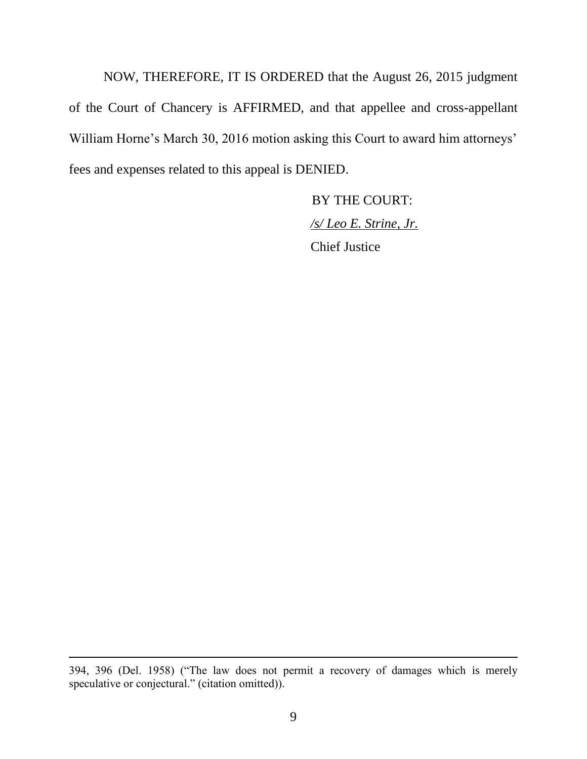NOW, THEREFORE, IT IS ORDERED that the August 26, 2015 judgment of the Court of Chancery is AFFIRMED, and that appellee and cross-appellant William Horne's March 30, 2016 motion asking this Court to award him attorneys' fees and expenses related to this appeal is DENIED.

BY THE COURT:

*/s/ Leo E. Strine, Jr.*

Chief Justice

---

394, 396 (Del. 1958) ("The law does not permit a recovery of damages which is merely speculative or conjectural." (citation omitted)).